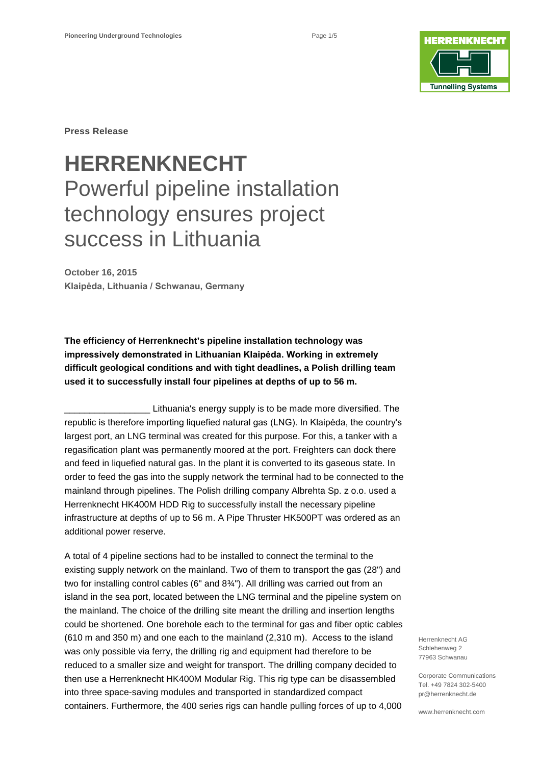**Press Release**

# HERRENKNECHT
## Powerful pipeline installation technology ensures project success in Lithuania

**October 16, 2015**
**Klaipėda, Lithuania / Schwanau, Germany**

**The efficiency of Herrenknecht's pipeline installation technology was impressively demonstrated in Lithuanian Klaipėda. Working in extremely difficult geological conditions and with tight deadlines, a Polish drilling team used it to successfully install four pipelines at depths of up to 56 m.**

_________________ Lithuania's energy supply is to be made more diversified. The republic is therefore importing liquefied natural gas (LNG). In Klaipėda, the country's largest port, an LNG terminal was created for this purpose. For this, a tanker with a regasification plant was permanently moored at the port. Freighters can dock there and feed in liquefied natural gas. In the plant it is converted to its gaseous state. In order to feed the gas into the supply network the terminal had to be connected to the mainland through pipelines. The Polish drilling company Albrehta Sp. z o.o. used a Herrenknecht HK400M HDD Rig to successfully install the necessary pipeline infrastructure at depths of up to 56 m. A Pipe Thruster HK500PT was ordered as an additional power reserve.

A total of 4 pipeline sections had to be installed to connect the terminal to the existing supply network on the mainland. Two of them to transport the gas (28") and two for installing control cables (6" and 8¾"). All drilling was carried out from an island in the sea port, located between the LNG terminal and the pipeline system on the mainland. The choice of the drilling site meant the drilling and insertion lengths could be shortened. One borehole each to the terminal for gas and fiber optic cables (610 m and 350 m) and one each to the mainland (2,310 m). Access to the island was only possible via ferry, the drilling rig and equipment had therefore to be reduced to a smaller size and weight for transport. The drilling company decided to then use a Herrenknecht HK400M Modular Rig. This rig type can be disassembled into three space-saving modules and transported in standardized compact containers. Furthermore, the 400 series rigs can handle pulling forces of up to 4,000

Herrenknecht AG
Schlehenweg 2
77963 Schwanau

Corporate Communications
Tel. +49 7824 302-5400
pr@herrenknecht.de

www.herrenknecht.com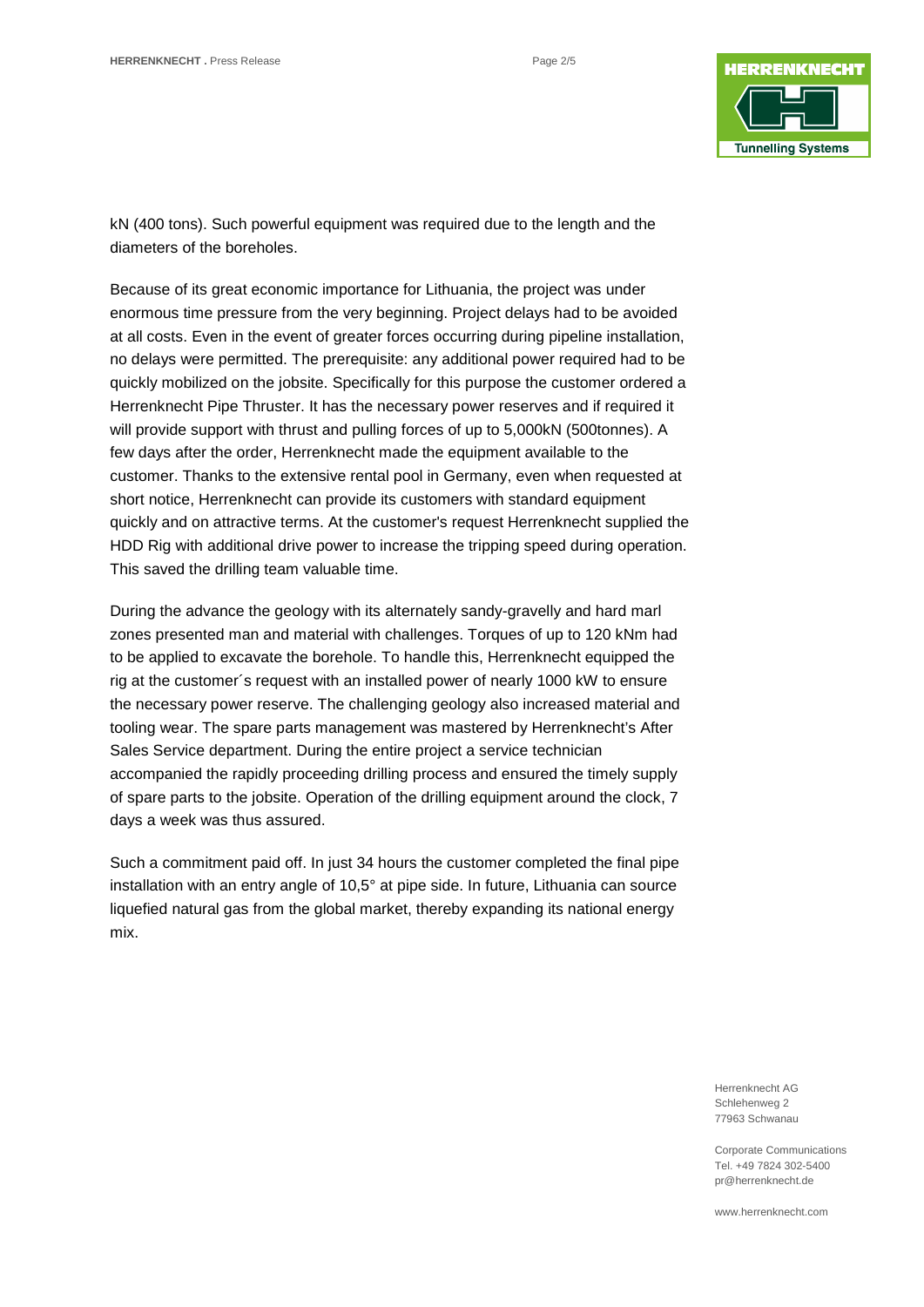kN (400 tons). Such powerful equipment was required due to the length and the diameters of the boreholes.

Because of its great economic importance for Lithuania, the project was under enormous time pressure from the very beginning. Project delays had to be avoided at all costs. Even in the event of greater forces occurring during pipeline installation, no delays were permitted. The prerequisite: any additional power required had to be quickly mobilized on the jobsite. Specifically for this purpose the customer ordered a Herrenknecht Pipe Thruster. It has the necessary power reserves and if required it will provide support with thrust and pulling forces of up to 5,000kN (500tonnes). A few days after the order, Herrenknecht made the equipment available to the customer. Thanks to the extensive rental pool in Germany, even when requested at short notice, Herrenknecht can provide its customers with standard equipment quickly and on attractive terms. At the customer's request Herrenknecht supplied the HDD Rig with additional drive power to increase the tripping speed during operation. This saved the drilling team valuable time.

During the advance the geology with its alternately sandy-gravelly and hard marl zones presented man and material with challenges. Torques of up to 120 kNm had to be applied to excavate the borehole. To handle this, Herrenknecht equipped the rig at the customer´s request with an installed power of nearly 1000 kW to ensure the necessary power reserve. The challenging geology also increased material and tooling wear. The spare parts management was mastered by Herrenknecht's After Sales Service department. During the entire project a service technician accompanied the rapidly proceeding drilling process and ensured the timely supply of spare parts to the jobsite. Operation of the drilling equipment around the clock, 7 days a week was thus assured.

Such a commitment paid off. In just 34 hours the customer completed the final pipe installation with an entry angle of 10,5° at pipe side. In future, Lithuania can source liquefied natural gas from the global market, thereby expanding its national energy mix.

Herrenknecht AG
Schlehenweg 2
77963 Schwanau

Corporate Communications
Tel. +49 7824 302-5400
pr@herrenknecht.de

www.herrenknecht.com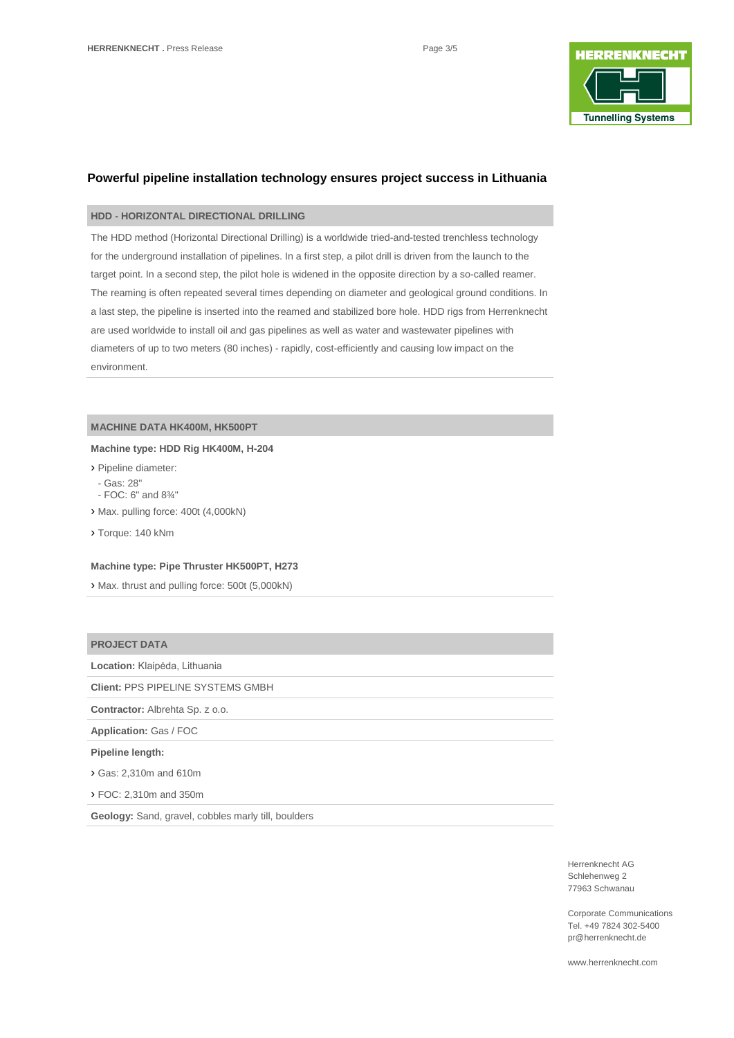## Powerful pipeline installation technology ensures project success in Lithuania

### HDD - HORIZONTAL DIRECTIONAL DRILLING

The HDD method (Horizontal Directional Drilling) is a worldwide tried-and-tested trenchless technology for the underground installation of pipelines. In a first step, a pilot drill is driven from the launch to the target point. In a second step, the pilot hole is widened in the opposite direction by a so-called reamer. The reaming is often repeated several times depending on diameter and geological ground conditions. In a last step, the pipeline is inserted into the reamed and stabilized bore hole. HDD rigs from Herrenknecht are used worldwide to install oil and gas pipelines as well as water and wastewater pipelines with diameters of up to two meters (80 inches) - rapidly, cost-efficiently and causing low impact on the environment.

### MACHINE DATA HK400M, HK500PT

**Machine type: HDD Rig HK400M, H-204**

- Pipeline diameter:
  - Gas: 28"
  - FOC: 6" and 8¾"
- Max. pulling force: 400t (4,000kN)
- Torque: 140 kNm

**Machine type: Pipe Thruster HK500PT, H273**

- Max. thrust and pulling force: 500t (5,000kN)

### PROJECT DATA

**Location:** Klaipėda, Lithuania

**Client:** PPS PIPELINE SYSTEMS GMBH

**Contractor:** Albrehta Sp. z o.o.

**Application:** Gas / FOC

**Pipeline length:**

- Gas: 2,310m and 610m
- FOC: 2,310m and 350m

**Geology:** Sand, gravel, cobbles marly till, boulders

Herrenknecht AG
Schlehenweg 2
77963 Schwanau

Corporate Communications
Tel. +49 7824 302-5400
pr@herrenknecht.de

www.herrenknecht.com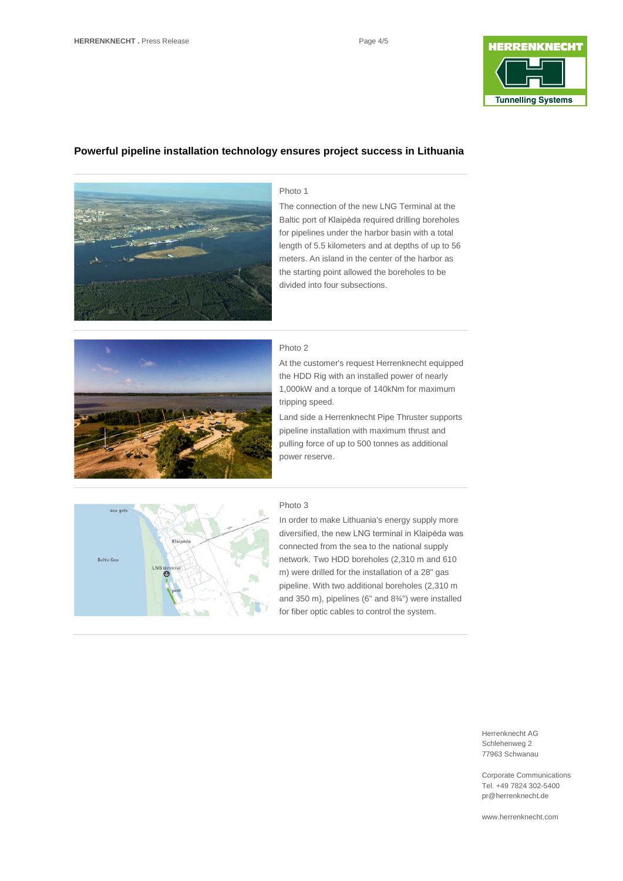## Powerful pipeline installation technology ensures project success in Lithuania

Photo 1

The connection of the new LNG Terminal at the Baltic port of Klaipėda required drilling boreholes for pipelines under the harbor basin with a total length of 5.5 kilometers and at depths of up to 56 meters. An island in the center of the harbor as the starting point allowed the boreholes to be divided into four subsections.

Photo 2

At the customer's request Herrenknecht equipped the HDD Rig with an installed power of nearly 1,000kW and a torque of 140kNm for maximum tripping speed.

Land side a Herrenknecht Pipe Thruster supports pipeline installation with maximum thrust and pulling force of up to 500 tonnes as additional power reserve.

Photo 3

In order to make Lithuania's energy supply more diversified, the new LNG terminal in Klaipėda was connected from the sea to the national supply network. Two HDD boreholes (2,310 m and 610 m) were drilled for the installation of a 28" gas pipeline. With two additional boreholes (2,310 m and 350 m), pipelines (6" and 8¾") were installed for fiber optic cables to control the system.

Herrenknecht AG
Schlehenweg 2
77963 Schwanau

Corporate Communications
Tel. +49 7824 302-5400
pr@herrenknecht.de

www.herrenknecht.com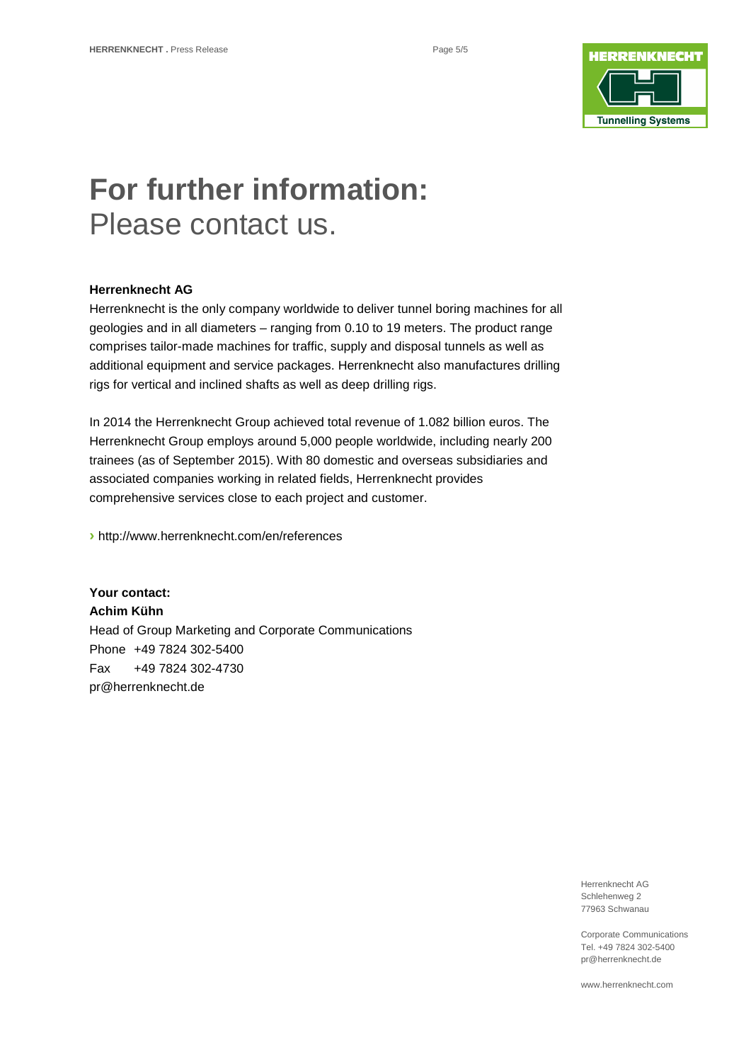# For further information:
Please contact us.

**Herrenknecht AG**

Herrenknecht is the only company worldwide to deliver tunnel boring machines for all geologies and in all diameters – ranging from 0.10 to 19 meters. The product range comprises tailor-made machines for traffic, supply and disposal tunnels as well as additional equipment and service packages. Herrenknecht also manufactures drilling rigs for vertical and inclined shafts as well as deep drilling rigs.

In 2014 the Herrenknecht Group achieved total revenue of 1.082 billion euros. The Herrenknecht Group employs around 5,000 people worldwide, including nearly 200 trainees (as of September 2015). With 80 domestic and overseas subsidiaries and associated companies working in related fields, Herrenknecht provides comprehensive services close to each project and customer.

› http://www.herrenknecht.com/en/references

**Your contact:**
**Achim Kühn**
Head of Group Marketing and Corporate Communications
Phone +49 7824 302-5400
Fax +49 7824 302-4730
pr@herrenknecht.de

Herrenknecht AG
Schlehenweg 2
77963 Schwanau

Corporate Communications
Tel. +49 7824 302-5400
pr@herrenknecht.de

www.herrenknecht.com